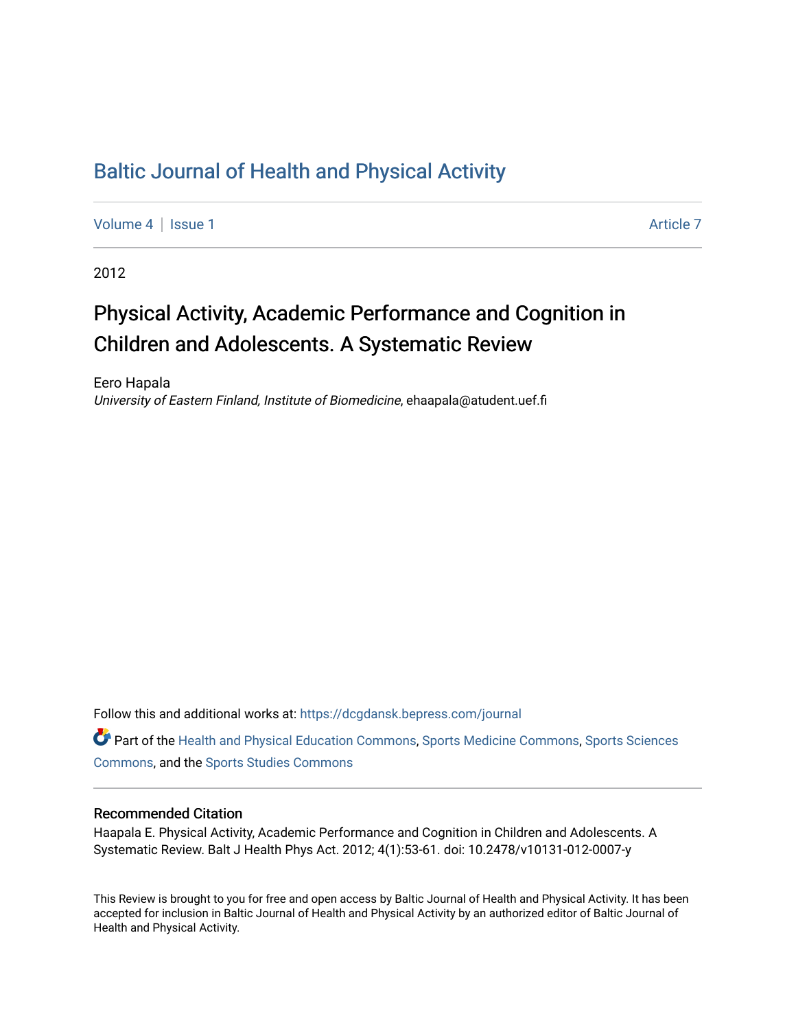# Baltic Journal of Health and Physical Activity

Volume 4 | Issue 1 Article 7

2012

## Physical Activity, Academic Performance and Cognition in Children and Adolescents. A Systematic Review

Eero Hapala
*University of Eastern Finland, Institute of Biomedicine*, ehaapala@atudent.uef.fi

Follow this and additional works at: https://dcgdansk.bepress.com/journal

Part of the Health and Physical Education Commons, Sports Medicine Commons, Sports Sciences Commons, and the Sports Studies Commons

### Recommended Citation

Haapala E. Physical Activity, Academic Performance and Cognition in Children and Adolescents. A Systematic Review. Balt J Health Phys Act. 2012; 4(1):53-61. doi: 10.2478/v10131-012-0007-y

This Review is brought to you for free and open access by Baltic Journal of Health and Physical Activity. It has been accepted for inclusion in Baltic Journal of Health and Physical Activity by an authorized editor of Baltic Journal of Health and Physical Activity.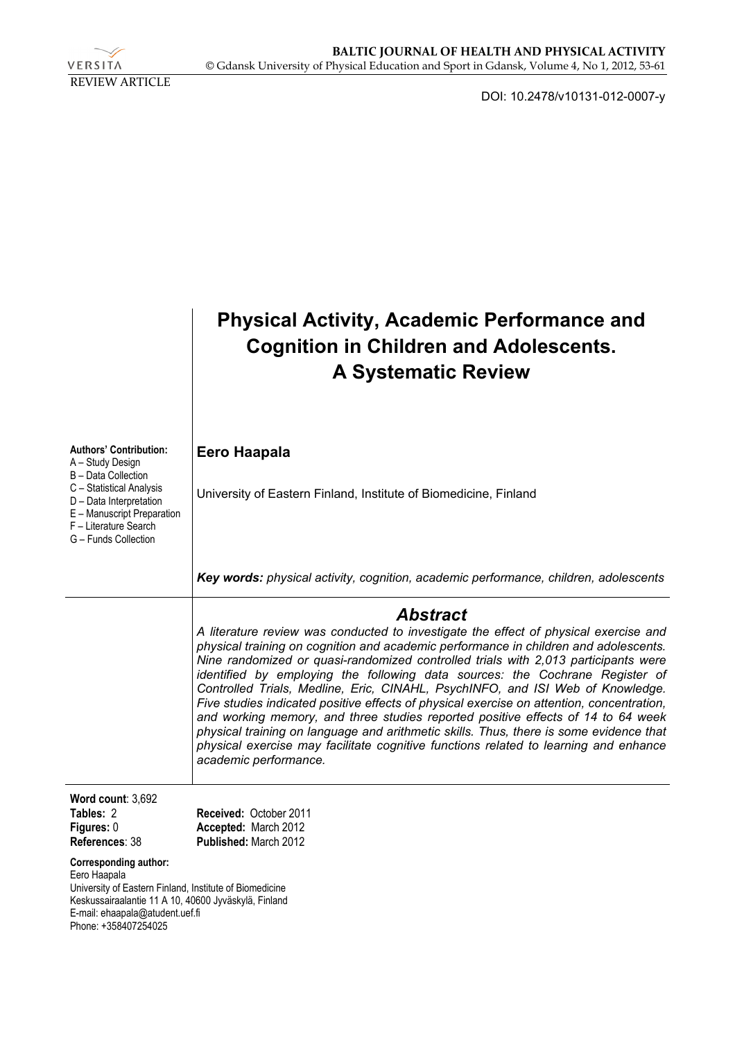REVIEW ARTICLE

DOI: 10.2478/v10131-012-0007-y

# Physical Activity, Academic Performance and Cognition in Children and Adolescents. A Systematic Review

**Authors' Contribution:**
A – Study Design
B – Data Collection
C – Statistical Analysis
D – Data Interpretation
E – Manuscript Preparation
F – Literature Search
G – Funds Collection

**Eero Haapala**

University of Eastern Finland, Institute of Biomedicine, Finland

***Key words:*** *physical activity, cognition, academic performance, children, adolescents*

## *Abstract*

*A literature review was conducted to investigate the effect of physical exercise and physical training on cognition and academic performance in children and adolescents. Nine randomized or quasi-randomized controlled trials with 2,013 participants were identified by employing the following data sources: the Cochrane Register of Controlled Trials, Medline, Eric, CINAHL, PsychINFO, and ISI Web of Knowledge. Five studies indicated positive effects of physical exercise on attention, concentration, and working memory, and three studies reported positive effects of 14 to 64 week physical training on language and arithmetic skills. Thus, there is some evidence that physical exercise may facilitate cognitive functions related to learning and enhance academic performance.*

**Word count**: 3,692
**Tables:** 2
**Figures:** 0
**References**: 38

**Received:** October 2011
**Accepted:** March 2012
**Published:** March 2012

**Corresponding author:**
Eero Haapala
University of Eastern Finland, Institute of Biomedicine
Keskussairaalantie 11 A 10, 40600 Jyväskylä, Finland
E-mail: ehaapala@atudent.uef.fi
Phone: +358407254025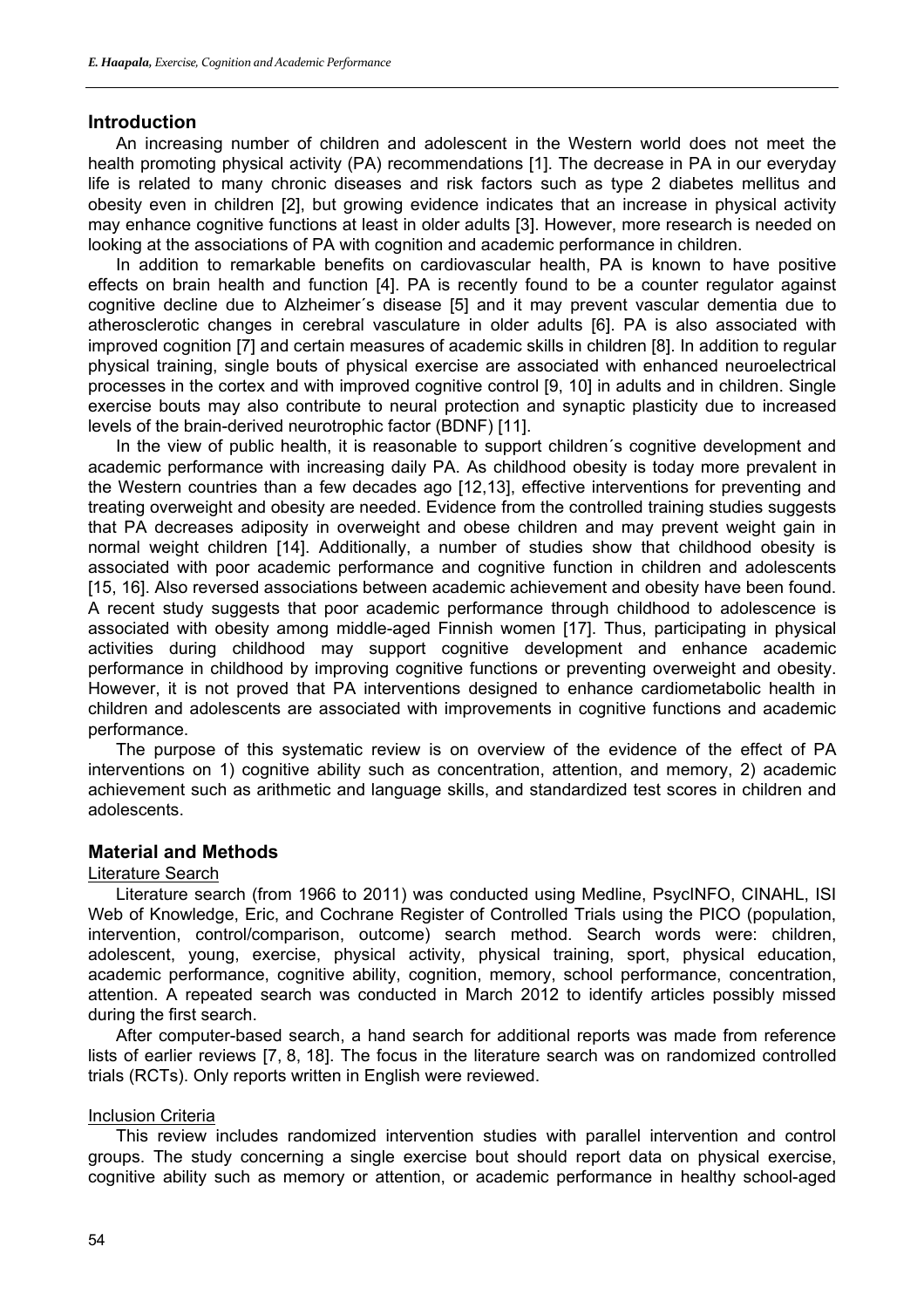## Introduction

An increasing number of children and adolescent in the Western world does not meet the health promoting physical activity (PA) recommendations [1]. The decrease in PA in our everyday life is related to many chronic diseases and risk factors such as type 2 diabetes mellitus and obesity even in children [2], but growing evidence indicates that an increase in physical activity may enhance cognitive functions at least in older adults [3]. However, more research is needed on looking at the associations of PA with cognition and academic performance in children.

In addition to remarkable benefits on cardiovascular health, PA is known to have positive effects on brain health and function [4]. PA is recently found to be a counter regulator against cognitive decline due to Alzheimer´s disease [5] and it may prevent vascular dementia due to atherosclerotic changes in cerebral vasculature in older adults [6]. PA is also associated with improved cognition [7] and certain measures of academic skills in children [8]. In addition to regular physical training, single bouts of physical exercise are associated with enhanced neuroelectrical processes in the cortex and with improved cognitive control [9, 10] in adults and in children. Single exercise bouts may also contribute to neural protection and synaptic plasticity due to increased levels of the brain-derived neurotrophic factor (BDNF) [11].

In the view of public health, it is reasonable to support children´s cognitive development and academic performance with increasing daily PA. As childhood obesity is today more prevalent in the Western countries than a few decades ago [12,13], effective interventions for preventing and treating overweight and obesity are needed. Evidence from the controlled training studies suggests that PA decreases adiposity in overweight and obese children and may prevent weight gain in normal weight children [14]. Additionally, a number of studies show that childhood obesity is associated with poor academic performance and cognitive function in children and adolescents [15, 16]. Also reversed associations between academic achievement and obesity have been found. A recent study suggests that poor academic performance through childhood to adolescence is associated with obesity among middle-aged Finnish women [17]. Thus, participating in physical activities during childhood may support cognitive development and enhance academic performance in childhood by improving cognitive functions or preventing overweight and obesity. However, it is not proved that PA interventions designed to enhance cardiometabolic health in children and adolescents are associated with improvements in cognitive functions and academic performance.

The purpose of this systematic review is on overview of the evidence of the effect of PA interventions on 1) cognitive ability such as concentration, attention, and memory, 2) academic achievement such as arithmetic and language skills, and standardized test scores in children and adolescents.

## Material and Methods

### Literature Search

Literature search (from 1966 to 2011) was conducted using Medline, PsycINFO, CINAHL, ISI Web of Knowledge, Eric, and Cochrane Register of Controlled Trials using the PICO (population, intervention, control/comparison, outcome) search method. Search words were: children, adolescent, young, exercise, physical activity, physical training, sport, physical education, academic performance, cognitive ability, cognition, memory, school performance, concentration, attention. A repeated search was conducted in March 2012 to identify articles possibly missed during the first search.

After computer-based search, a hand search for additional reports was made from reference lists of earlier reviews [7, 8, 18]. The focus in the literature search was on randomized controlled trials (RCTs). Only reports written in English were reviewed.

### Inclusion Criteria

This review includes randomized intervention studies with parallel intervention and control groups. The study concerning a single exercise bout should report data on physical exercise, cognitive ability such as memory or attention, or academic performance in healthy school-aged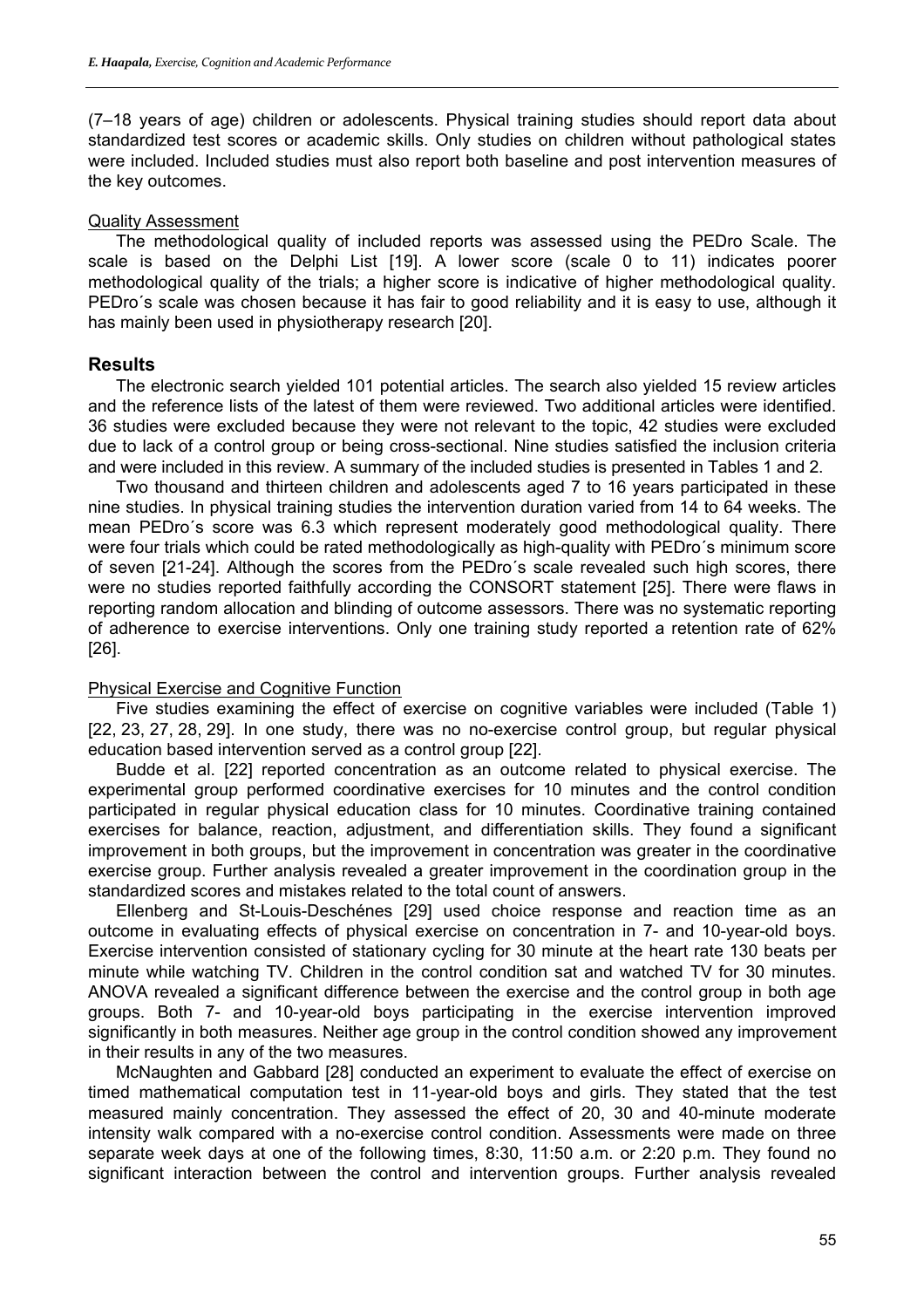(7–18 years of age) children or adolescents. Physical training studies should report data about standardized test scores or academic skills. Only studies on children without pathological states were included. Included studies must also report both baseline and post intervention measures of the key outcomes.

### Quality Assessment

The methodological quality of included reports was assessed using the PEDro Scale. The scale is based on the Delphi List [19]. A lower score (scale 0 to 11) indicates poorer methodological quality of the trials; a higher score is indicative of higher methodological quality. PEDro´s scale was chosen because it has fair to good reliability and it is easy to use, although it has mainly been used in physiotherapy research [20].

## Results

The electronic search yielded 101 potential articles. The search also yielded 15 review articles and the reference lists of the latest of them were reviewed. Two additional articles were identified. 36 studies were excluded because they were not relevant to the topic, 42 studies were excluded due to lack of a control group or being cross-sectional. Nine studies satisfied the inclusion criteria and were included in this review. A summary of the included studies is presented in Tables 1 and 2.

Two thousand and thirteen children and adolescents aged 7 to 16 years participated in these nine studies. In physical training studies the intervention duration varied from 14 to 64 weeks. The mean PEDro´s score was 6.3 which represent moderately good methodological quality. There were four trials which could be rated methodologically as high-quality with PEDro´s minimum score of seven [21-24]. Although the scores from the PEDro´s scale revealed such high scores, there were no studies reported faithfully according the CONSORT statement [25]. There were flaws in reporting random allocation and blinding of outcome assessors. There was no systematic reporting of adherence to exercise interventions. Only one training study reported a retention rate of 62% [26].

### Physical Exercise and Cognitive Function

Five studies examining the effect of exercise on cognitive variables were included (Table 1) [22, 23, 27, 28, 29]. In one study, there was no no-exercise control group, but regular physical education based intervention served as a control group [22].

Budde et al. [22] reported concentration as an outcome related to physical exercise. The experimental group performed coordinative exercises for 10 minutes and the control condition participated in regular physical education class for 10 minutes. Coordinative training contained exercises for balance, reaction, adjustment, and differentiation skills. They found a significant improvement in both groups, but the improvement in concentration was greater in the coordinative exercise group. Further analysis revealed a greater improvement in the coordination group in the standardized scores and mistakes related to the total count of answers.

Ellenberg and St-Louis-Deschénes [29] used choice response and reaction time as an outcome in evaluating effects of physical exercise on concentration in 7- and 10-year-old boys. Exercise intervention consisted of stationary cycling for 30 minute at the heart rate 130 beats per minute while watching TV. Children in the control condition sat and watched TV for 30 minutes. ANOVA revealed a significant difference between the exercise and the control group in both age groups. Both 7- and 10-year-old boys participating in the exercise intervention improved significantly in both measures. Neither age group in the control condition showed any improvement in their results in any of the two measures.

McNaughten and Gabbard [28] conducted an experiment to evaluate the effect of exercise on timed mathematical computation test in 11-year-old boys and girls. They stated that the test measured mainly concentration. They assessed the effect of 20, 30 and 40-minute moderate intensity walk compared with a no-exercise control condition. Assessments were made on three separate week days at one of the following times, 8:30, 11:50 a.m. or 2:20 p.m. They found no significant interaction between the control and intervention groups. Further analysis revealed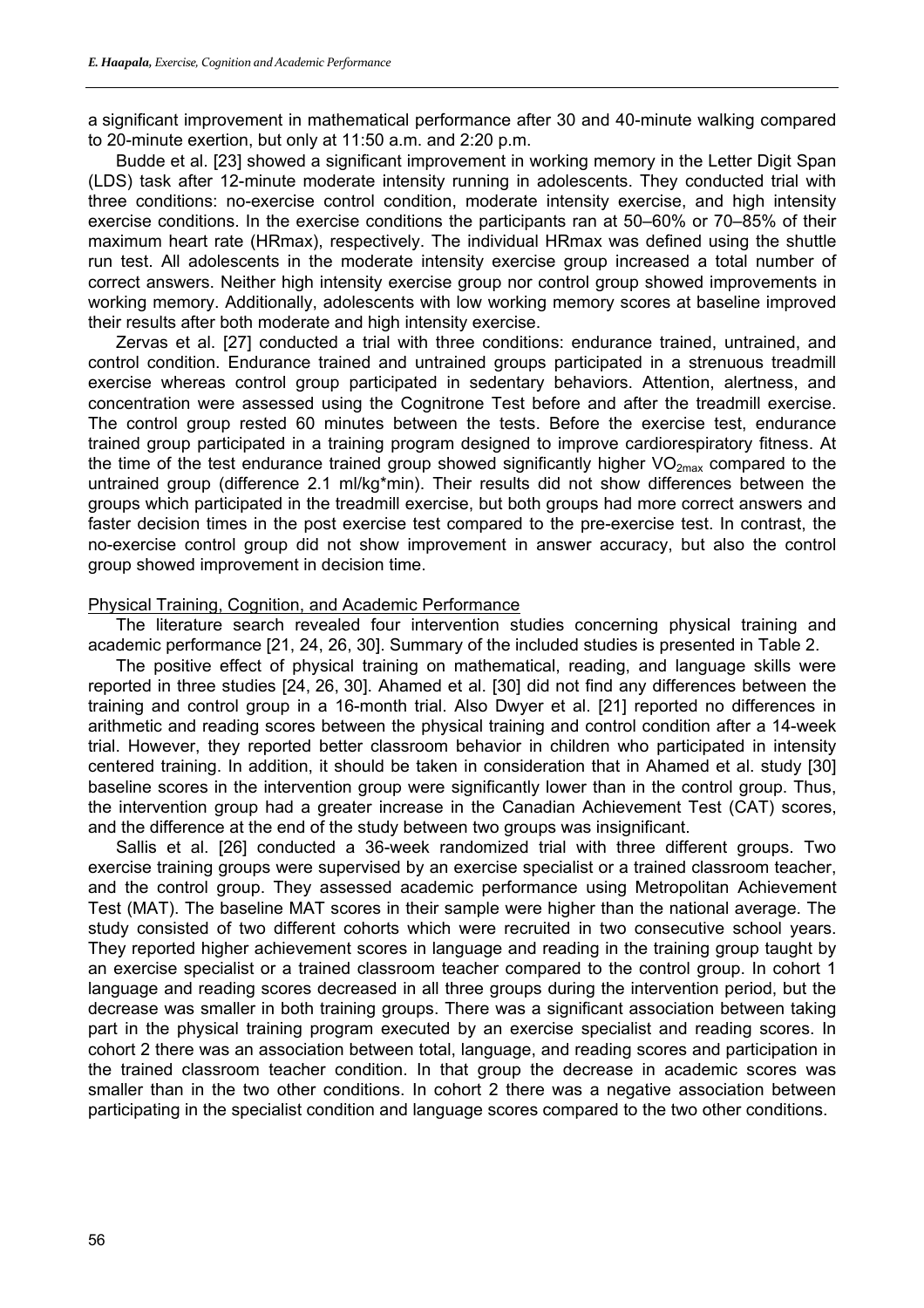a significant improvement in mathematical performance after 30 and 40-minute walking compared to 20-minute exertion, but only at 11:50 a.m. and 2:20 p.m.

Budde et al. [23] showed a significant improvement in working memory in the Letter Digit Span (LDS) task after 12-minute moderate intensity running in adolescents. They conducted trial with three conditions: no-exercise control condition, moderate intensity exercise, and high intensity exercise conditions. In the exercise conditions the participants ran at 50–60% or 70–85% of their maximum heart rate (HRmax), respectively. The individual HRmax was defined using the shuttle run test. All adolescents in the moderate intensity exercise group increased a total number of correct answers. Neither high intensity exercise group nor control group showed improvements in working memory. Additionally, adolescents with low working memory scores at baseline improved their results after both moderate and high intensity exercise.

Zervas et al. [27] conducted a trial with three conditions: endurance trained, untrained, and control condition. Endurance trained and untrained groups participated in a strenuous treadmill exercise whereas control group participated in sedentary behaviors. Attention, alertness, and concentration were assessed using the Cognitrone Test before and after the treadmill exercise. The control group rested 60 minutes between the tests. Before the exercise test, endurance trained group participated in a training program designed to improve cardiorespiratory fitness. At the time of the test endurance trained group showed significantly higher $VO_{2max}$ compared to the untrained group (difference 2.1 ml/kg*min). Their results did not show differences between the groups which participated in the treadmill exercise, but both groups had more correct answers and faster decision times in the post exercise test compared to the pre-exercise test. In contrast, the no-exercise control group did not show improvement in answer accuracy, but also the control group showed improvement in decision time.

Physical Training, Cognition, and Academic Performance

The literature search revealed four intervention studies concerning physical training and academic performance [21, 24, 26, 30]. Summary of the included studies is presented in Table 2.

The positive effect of physical training on mathematical, reading, and language skills were reported in three studies [24, 26, 30]. Ahamed et al. [30] did not find any differences between the training and control group in a 16-month trial. Also Dwyer et al. [21] reported no differences in arithmetic and reading scores between the physical training and control condition after a 14-week trial. However, they reported better classroom behavior in children who participated in intensity centered training. In addition, it should be taken in consideration that in Ahamed et al. study [30] baseline scores in the intervention group were significantly lower than in the control group. Thus, the intervention group had a greater increase in the Canadian Achievement Test (CAT) scores, and the difference at the end of the study between two groups was insignificant.

Sallis et al. [26] conducted a 36-week randomized trial with three different groups. Two exercise training groups were supervised by an exercise specialist or a trained classroom teacher, and the control group. They assessed academic performance using Metropolitan Achievement Test (MAT). The baseline MAT scores in their sample were higher than the national average. The study consisted of two different cohorts which were recruited in two consecutive school years. They reported higher achievement scores in language and reading in the training group taught by an exercise specialist or a trained classroom teacher compared to the control group. In cohort 1 language and reading scores decreased in all three groups during the intervention period, but the decrease was smaller in both training groups. There was a significant association between taking part in the physical training program executed by an exercise specialist and reading scores. In cohort 2 there was an association between total, language, and reading scores and participation in the trained classroom teacher condition. In that group the decrease in academic scores was smaller than in the two other conditions. In cohort 2 there was a negative association between participating in the specialist condition and language scores compared to the two other conditions.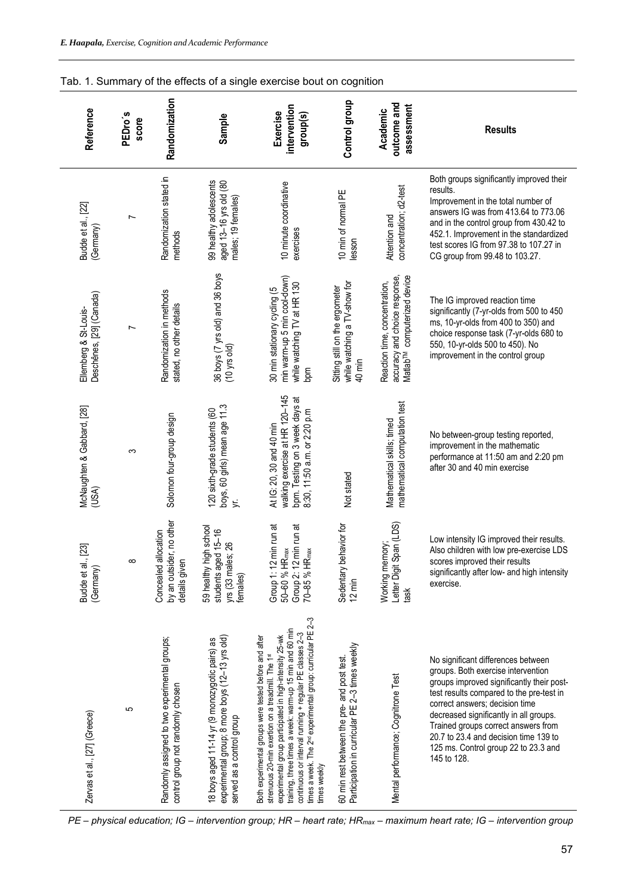Tab. 1. Summary of the effects of a single exercise bout on cognition

| Reference | PEDro´s score | Randomization | Sample | Exercise intervention group(s) | Control group | Academic outcome and assessment | Results |
|---|---|---|---|---|---|---|---|
| Budde et al., [22] (Germany) | 7 | Randomization stated in methods | 99 healthy adolescents aged 13–16 yrs old (80 males; 19 females) | 10 minute coordinative exercises | 10 min of normal PE lesson | Attention and concentration; d2-test | Both groups significantly improved their results. Improvement in the total number of answers IG was from 413.64 to 773.06 and in the control group from 430.42 to 452.1. Improvement in the standardized test scores IG from 97.38 to 107.27 in CG group from 99.48 to 103.27. |
| Ellemberg & St-Louis-Deschênes, [29] (Canada) | 7 | Randomization in methods stated, no other details | 36 boys (7 yrs old) and 36 boys (10 yrs old) | 30 min stationary cycling (5 min warm-up 5 min cool-down) while watching TV at HR 130 bpm | Sitting still on the ergometer while watching a TV-show for 40 min | Reaction time, concentration, accuracy and choice response, Matlab™ computerized device | The IG improved reaction time significantly (7-yr-olds from 500 to 450 ms, 10-yr-olds from 400 to 350) and choice response task (7-yr-olds 680 to 550, 10-yr-olds 500 to 450). No improvement in the control group |
| McNaughten & Gabbard, [28] (USA) | 3 | Solomon four-group design | 120 sixth-grade students (60 boys, 60 girls) mean age 11.3 yr. | At IG: 20, 30 and 40 min walking exercise at HR 120–145 bpm. Testing on 3 week days at 8:30, 11:50 a.m. or 2:20 p.m | Not stated | Mathematical skills: timed mathematical computation test | No between-group testing reported, improvement in the mathematic performance at 11:50 am and 2:20 pm after 30 and 40 min exercise |
| Budde et al., [23] (Germany) | 8 | Concealed allocation by an outsider, no other details given | 59 healthy high school students aged 15–16 yrs (33 males; 26 females) | Group 1: 12 min run at 50–60 % $HR_{max}$ Group 2: 12 min run at 70–85 % $HR_{max}$ | Sedentary behavior for 12 min | Working memory; Letter Digit Span (LDS) task | Low intensity IG improved their results. Also children with low pre-exercise LDS scores improved their results significantly after low- and high intensity exercise. |
| Zervas et al., [27] (Greece) | 5 | Randomly assigned to two experimental groups; control group not randomly chosen | 18 boys aged 11-14 yr (9 monozygotic pairs) as experimental group; 8 more boys (12–13 yrs old) served as a control group | Both experimental groups were tested before and after strenuous 20-min exertion on a treadmill. The 1st experimental group participated in high-intensity 25-wk training, three times a week: warm-up 15 min and 60 min continuous or interval running + regular PE classes 2–3 times a week. The 2nd experimental group: curricular PE 2–3 times weekly | 60 min rest between the pre- and post test. Participation in curricular PE 2–3 times weekly | Mental performance; Cognitrone Test | No significant differences between groups. Both exercise intervention groups improved significantly their post-test results compared to the pre-test in correct answers; decision time decreased significantly in all groups. Trained groups correct answers from 20.7 to 23.4 and decision time 139 to 125 ms. Control group 22 to 23.3 and 145 to 128. |

*PE – physical education; IG – intervention group; HR – heart rate; $HR_{max}$ – maximum heart rate; IG – intervention group*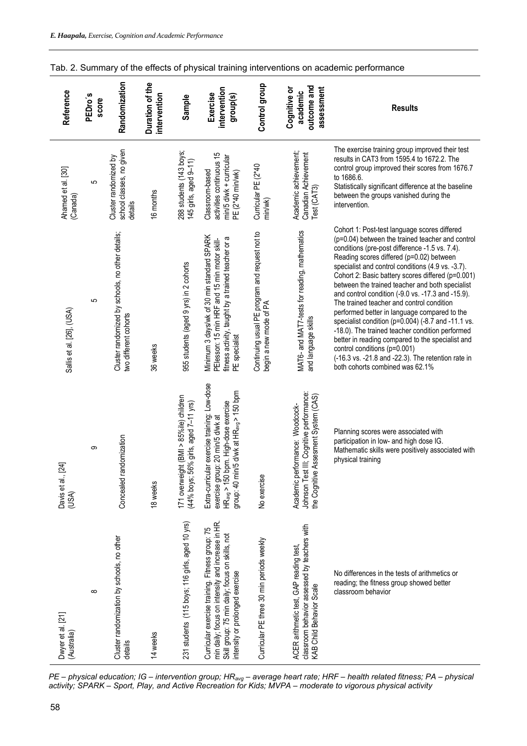Tab. 2. Summary of the effects of physical training interventions on academic performance

| Reference | PEDro´s score | Randomization | Duration of the intervention | Sample | Exercise intervention group(s) | Control group | Cognitive or academic outcome and assessment | Results |
|---|---|---|---|---|---|---|---|---|
| Ahamed et al. [30] (Canada) | 5 | Cluster randomized by school classes, no given details | 16 months | 288 students (143 boys; 145 girls, aged 9–11) | Classroom-based activities continuous 15 min/5 d/wk + curricular PE (2*40 min/wk) | Curricular PE (2*40 min/wk) | Academic achievement; Canadian Achievement Test (CAT3) | The exercise training group improved their test results in CAT3 from 1595.4 to 1672.2. The control group improved their scores from 1676.7 to 1686.6. Statistically significant difference at the baseline between the groups vanished during the intervention. |
| Sallis et al. [26]; (USA) | 5 | Cluster randomized by schools, no other details; two different cohorts | 36 weeks | 955 students (aged 9 yrs) in 2 cohorts | Minimum 3 days/wk of 30 min standard SPARK PElesson: 15 min HRF and 15 min motor skill-fitness activity, taught by a trained teacher or a PE specialist | Continuing usual PE program and request not to begin a new mode of PA | MAT6- and MAT7-tests for reading, mathematics and language skills | Cohort 1: Post-test language scores differed ($p=0.04$) between the trained teacher and control conditions (pre-post difference -1.5 vs. 7.4). Reading scores differed ($p=0.02$) between specialist and control conditions (4.9 vs. -3.7). Cohort 2: Basic battery scores differed ($p=0.001$) between the trained teacher and both specialist and control condition (-9.0 vs. -17.3 and -15.9). The trained teacher and control condition performed better in language compared to the specialist condition ($p=0.004$) (-8.7 and -11.1 vs. -18.0). The trained teacher condition performed better in reading compared to the specialist and control conditions ($p=0.001$) (-16.3 vs. -21.8 and -22.3). The retention rate in both cohorts combined was 62.1% |
| Davis et al., [24] (USA) | 9 | Concealed randomization | 18 weeks | 171 overweight (BMI > 85%ile) children (44% boys; 56% girls, aged 7–11 yrs) | Extra-curricular exercise training: Low-dose exercise group: 20 min/5 d/wk at $HR_{avg}$ > 150 bpm. High-dose exercise group: 40 min/5 d/wk at $HR_{avg}$ > 150 bpm | No exercise | Academic performance: Woodcock-Johnson Test III; Cognitive performance: the Cognitive Assesment System (CAS) | Planning scores were associated with participation in low- and high dose IG. Mathematic skills were positively associated with physical training |
| Dwyer et al. [21] (Australia) | 8 | Cluster randomization by schools, no other details | 14 weeks | 231 students (115 boys; 116 girls, aged 10 yrs) | Curricular exercise training. Fitness group: 75 min daily; focus on intensity and increase in HR. Skill group: 75 min daily; focus on skills, not intensity or prolonged exercise | Curricular PE three 30 min periods weekly | ACER arithmetic test, GAP reading test, classroom behavior assessed by teachers with KAB Child Behavior Scale | No differences in the tests of arithmetics or reading; the fitness group showed better classroom behavior |

*PE – physical education; IG – intervention group; $HR_{avg}$ – average heart rate; HRF – health related fitness; PA – physical activity; SPARK – Sport, Play, and Active Recreation for Kids; MVPA – moderate to vigorous physical activity*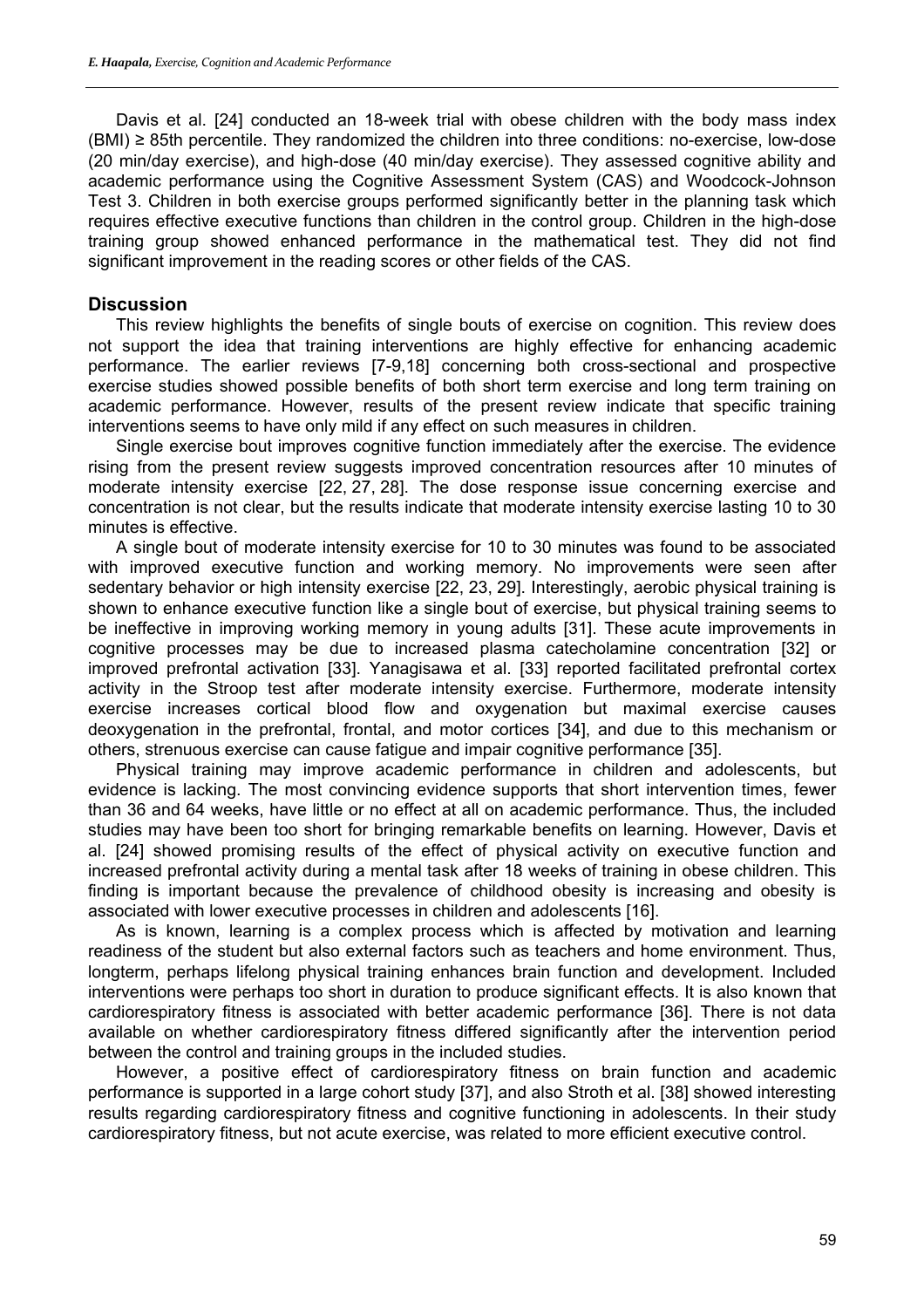Davis et al. [24] conducted an 18-week trial with obese children with the body mass index (BMI) ≥ 85th percentile. They randomized the children into three conditions: no-exercise, low-dose (20 min/day exercise), and high-dose (40 min/day exercise). They assessed cognitive ability and academic performance using the Cognitive Assessment System (CAS) and Woodcock-Johnson Test 3. Children in both exercise groups performed significantly better in the planning task which requires effective executive functions than children in the control group. Children in the high-dose training group showed enhanced performance in the mathematical test. They did not find significant improvement in the reading scores or other fields of the CAS.

## Discussion

This review highlights the benefits of single bouts of exercise on cognition. This review does not support the idea that training interventions are highly effective for enhancing academic performance. The earlier reviews [7-9,18] concerning both cross-sectional and prospective exercise studies showed possible benefits of both short term exercise and long term training on academic performance. However, results of the present review indicate that specific training interventions seems to have only mild if any effect on such measures in children.

Single exercise bout improves cognitive function immediately after the exercise. The evidence rising from the present review suggests improved concentration resources after 10 minutes of moderate intensity exercise [22, 27, 28]. The dose response issue concerning exercise and concentration is not clear, but the results indicate that moderate intensity exercise lasting 10 to 30 minutes is effective.

A single bout of moderate intensity exercise for 10 to 30 minutes was found to be associated with improved executive function and working memory. No improvements were seen after sedentary behavior or high intensity exercise [22, 23, 29]. Interestingly, aerobic physical training is shown to enhance executive function like a single bout of exercise, but physical training seems to be ineffective in improving working memory in young adults [31]. These acute improvements in cognitive processes may be due to increased plasma catecholamine concentration [32] or improved prefrontal activation [33]. Yanagisawa et al. [33] reported facilitated prefrontal cortex activity in the Stroop test after moderate intensity exercise. Furthermore, moderate intensity exercise increases cortical blood flow and oxygenation but maximal exercise causes deoxygenation in the prefrontal, frontal, and motor cortices [34], and due to this mechanism or others, strenuous exercise can cause fatigue and impair cognitive performance [35].

Physical training may improve academic performance in children and adolescents, but evidence is lacking. The most convincing evidence supports that short intervention times, fewer than 36 and 64 weeks, have little or no effect at all on academic performance. Thus, the included studies may have been too short for bringing remarkable benefits on learning. However, Davis et al. [24] showed promising results of the effect of physical activity on executive function and increased prefrontal activity during a mental task after 18 weeks of training in obese children. This finding is important because the prevalence of childhood obesity is increasing and obesity is associated with lower executive processes in children and adolescents [16].

As is known, learning is a complex process which is affected by motivation and learning readiness of the student but also external factors such as teachers and home environment. Thus, longterm, perhaps lifelong physical training enhances brain function and development. Included interventions were perhaps too short in duration to produce significant effects. It is also known that cardiorespiratory fitness is associated with better academic performance [36]. There is not data available on whether cardiorespiratory fitness differed significantly after the intervention period between the control and training groups in the included studies.

However, a positive effect of cardiorespiratory fitness on brain function and academic performance is supported in a large cohort study [37], and also Stroth et al. [38] showed interesting results regarding cardiorespiratory fitness and cognitive functioning in adolescents. In their study cardiorespiratory fitness, but not acute exercise, was related to more efficient executive control.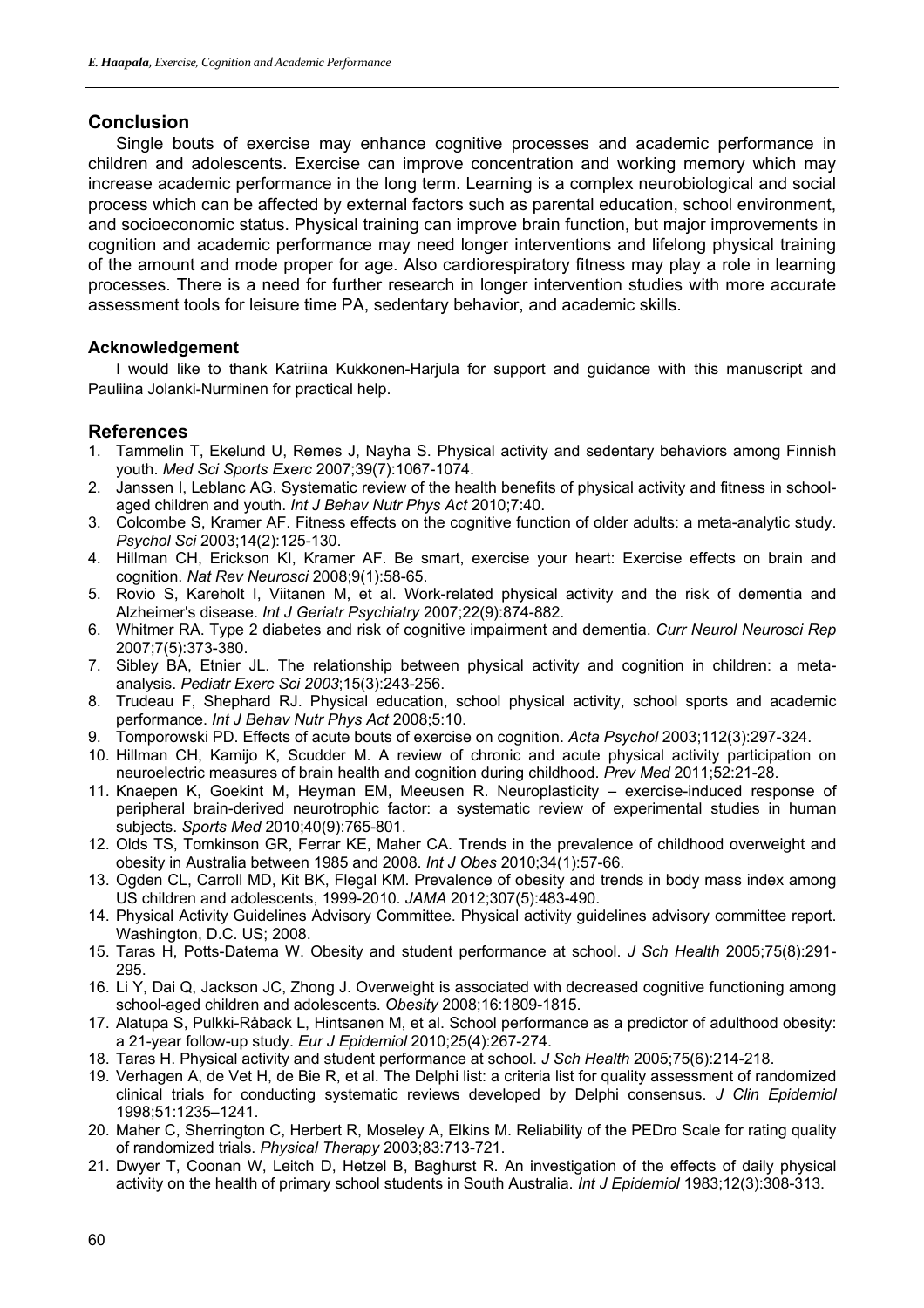## Conclusion

Single bouts of exercise may enhance cognitive processes and academic performance in children and adolescents. Exercise can improve concentration and working memory which may increase academic performance in the long term. Learning is a complex neurobiological and social process which can be affected by external factors such as parental education, school environment, and socioeconomic status. Physical training can improve brain function, but major improvements in cognition and academic performance may need longer interventions and lifelong physical training of the amount and mode proper for age. Also cardiorespiratory fitness may play a role in learning processes. There is a need for further research in longer intervention studies with more accurate assessment tools for leisure time PA, sedentary behavior, and academic skills.

### Acknowledgement

I would like to thank Katriina Kukkonen-Harjula for support and guidance with this manuscript and Pauliina Jolanki-Nurminen for practical help.

## References

1. Tammelin T, Ekelund U, Remes J, Nayha S. Physical activity and sedentary behaviors among Finnish youth. *Med Sci Sports Exerc* 2007;39(7):1067-1074.
2. Janssen I, Leblanc AG. Systematic review of the health benefits of physical activity and fitness in school-aged children and youth. *Int J Behav Nutr Phys Act* 2010;7:40.
3. Colcombe S, Kramer AF. Fitness effects on the cognitive function of older adults: a meta-analytic study. *Psychol Sci* 2003;14(2):125-130.
4. Hillman CH, Erickson KI, Kramer AF. Be smart, exercise your heart: Exercise effects on brain and cognition. *Nat Rev Neurosci* 2008;9(1):58-65.
5. Rovio S, Kareholt I, Viitanen M, et al. Work-related physical activity and the risk of dementia and Alzheimer's disease. *Int J Geriatr Psychiatry* 2007;22(9):874-882.
6. Whitmer RA. Type 2 diabetes and risk of cognitive impairment and dementia. *Curr Neurol Neurosci Rep* 2007;7(5):373-380.
7. Sibley BA, Etnier JL. The relationship between physical activity and cognition in children: a meta-analysis. *Pediatr Exerc Sci 2003*;15(3):243-256.
8. Trudeau F, Shephard RJ. Physical education, school physical activity, school sports and academic performance. *Int J Behav Nutr Phys Act* 2008;5:10.
9. Tomporowski PD. Effects of acute bouts of exercise on cognition. *Acta Psychol* 2003;112(3):297-324.
10. Hillman CH, Kamijo K, Scudder M. A review of chronic and acute physical activity participation on neuroelectric measures of brain health and cognition during childhood. *Prev Med* 2011;52:21-28.
11. Knaepen K, Goekint M, Heyman EM, Meeusen R. Neuroplasticity – exercise-induced response of peripheral brain-derived neurotrophic factor: a systematic review of experimental studies in human subjects. *Sports Med* 2010;40(9):765-801.
12. Olds TS, Tomkinson GR, Ferrar KE, Maher CA. Trends in the prevalence of childhood overweight and obesity in Australia between 1985 and 2008. *Int J Obes* 2010;34(1):57-66.
13. Ogden CL, Carroll MD, Kit BK, Flegal KM. Prevalence of obesity and trends in body mass index among US children and adolescents, 1999-2010. *JAMA* 2012;307(5):483-490.
14. Physical Activity Guidelines Advisory Committee. Physical activity guidelines advisory committee report. Washington, D.C. US; 2008.
15. Taras H, Potts-Datema W. Obesity and student performance at school. *J Sch Health* 2005;75(8):291-295.
16. Li Y, Dai Q, Jackson JC, Zhong J. Overweight is associated with decreased cognitive functioning among school-aged children and adolescents. *Obesity* 2008;16:1809-1815.
17. Alatupa S, Pulkki-Råback L, Hintsanen M, et al. School performance as a predictor of adulthood obesity: a 21-year follow-up study. *Eur J Epidemiol* 2010;25(4):267-274.
18. Taras H. Physical activity and student performance at school. *J Sch Health* 2005;75(6):214-218.
19. Verhagen A, de Vet H, de Bie R, et al. The Delphi list: a criteria list for quality assessment of randomized clinical trials for conducting systematic reviews developed by Delphi consensus. *J Clin Epidemiol* 1998;51:1235–1241.
20. Maher C, Sherrington C, Herbert R, Moseley A, Elkins M. Reliability of the PEDro Scale for rating quality of randomized trials. *Physical Therapy* 2003;83:713-721.
21. Dwyer T, Coonan W, Leitch D, Hetzel B, Baghurst R. An investigation of the effects of daily physical activity on the health of primary school students in South Australia. *Int J Epidemiol* 1983;12(3):308-313.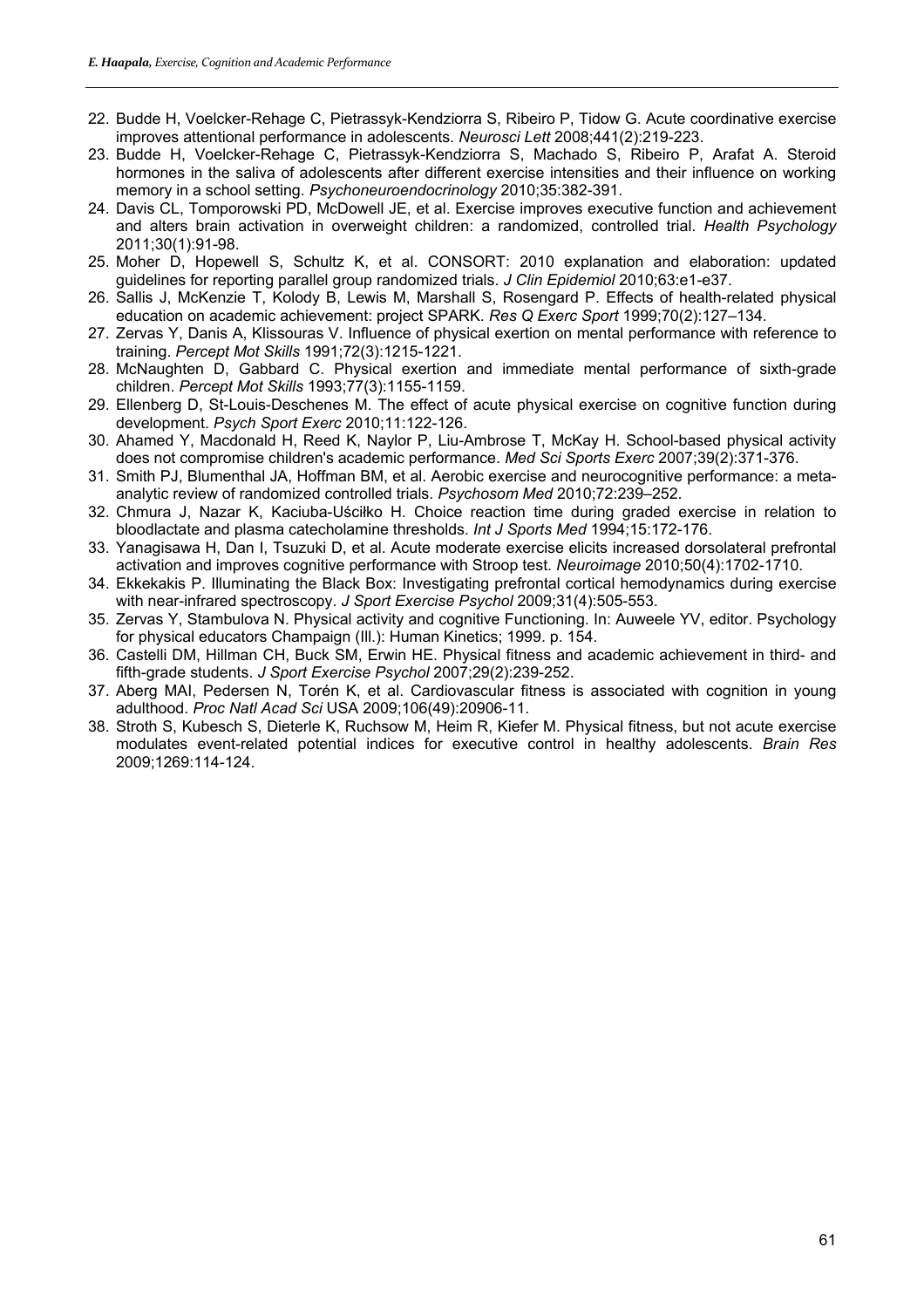22. Budde H, Voelcker-Rehage C, Pietrassyk-Kendziorra S, Ribeiro P, Tidow G. Acute coordinative exercise improves attentional performance in adolescents. *Neurosci Lett* 2008;441(2):219-223.
23. Budde H, Voelcker-Rehage C, Pietrassyk-Kendziorra S, Machado S, Ribeiro P, Arafat A. Steroid hormones in the saliva of adolescents after different exercise intensities and their influence on working memory in a school setting. *Psychoneuroendocrinology* 2010;35:382-391.
24. Davis CL, Tomporowski PD, McDowell JE, et al. Exercise improves executive function and achievement and alters brain activation in overweight children: a randomized, controlled trial. *Health Psychology* 2011;30(1):91-98.
25. Moher D, Hopewell S, Schultz K, et al. CONSORT: 2010 explanation and elaboration: updated guidelines for reporting parallel group randomized trials. *J Clin Epidemiol* 2010;63:e1-e37.
26. Sallis J, McKenzie T, Kolody B, Lewis M, Marshall S, Rosengard P. Effects of health-related physical education on academic achievement: project SPARK. *Res Q Exerc Sport* 1999;70(2):127–134.
27. Zervas Y, Danis A, Klissouras V. Influence of physical exertion on mental performance with reference to training. *Percept Mot Skills* 1991;72(3):1215-1221.
28. McNaughten D, Gabbard C. Physical exertion and immediate mental performance of sixth-grade children. *Percept Mot Skills* 1993;77(3):1155-1159.
29. Ellenberg D, St-Louis-Deschenes M. The effect of acute physical exercise on cognitive function during development. *Psych Sport Exerc* 2010;11:122-126.
30. Ahamed Y, Macdonald H, Reed K, Naylor P, Liu-Ambrose T, McKay H. School-based physical activity does not compromise children's academic performance. *Med Sci Sports Exerc* 2007;39(2):371-376.
31. Smith PJ, Blumenthal JA, Hoffman BM, et al. Aerobic exercise and neurocognitive performance: a meta-analytic review of randomized controlled trials. *Psychosom Med* 2010;72:239–252.
32. Chmura J, Nazar K, Kaciuba-Uściłko H. Choice reaction time during graded exercise in relation to bloodlactate and plasma catecholamine thresholds. *Int J Sports Med* 1994;15:172-176.
33. Yanagisawa H, Dan I, Tsuzuki D, et al. Acute moderate exercise elicits increased dorsolateral prefrontal activation and improves cognitive performance with Stroop test. *Neuroimage* 2010;50(4):1702-1710.
34. Ekkekakis P. Illuminating the Black Box: Investigating prefrontal cortical hemodynamics during exercise with near-infrared spectroscopy. *J Sport Exercise Psychol* 2009;31(4):505-553.
35. Zervas Y, Stambulova N. Physical activity and cognitive Functioning. In: Auweele YV, editor. Psychology for physical educators Champaign (Ill.): Human Kinetics; 1999. p. 154.
36. Castelli DM, Hillman CH, Buck SM, Erwin HE. Physical fitness and academic achievement in third- and fifth-grade students. *J Sport Exercise Psychol* 2007;29(2):239-252.
37. Aberg MAI, Pedersen N, Torén K, et al. Cardiovascular fitness is associated with cognition in young adulthood. *Proc Natl Acad Sci* USA 2009;106(49):20906-11.
38. Stroth S, Kubesch S, Dieterle K, Ruchsow M, Heim R, Kiefer M. Physical fitness, but not acute exercise modulates event-related potential indices for executive control in healthy adolescents. *Brain Res* 2009;1269:114-124.